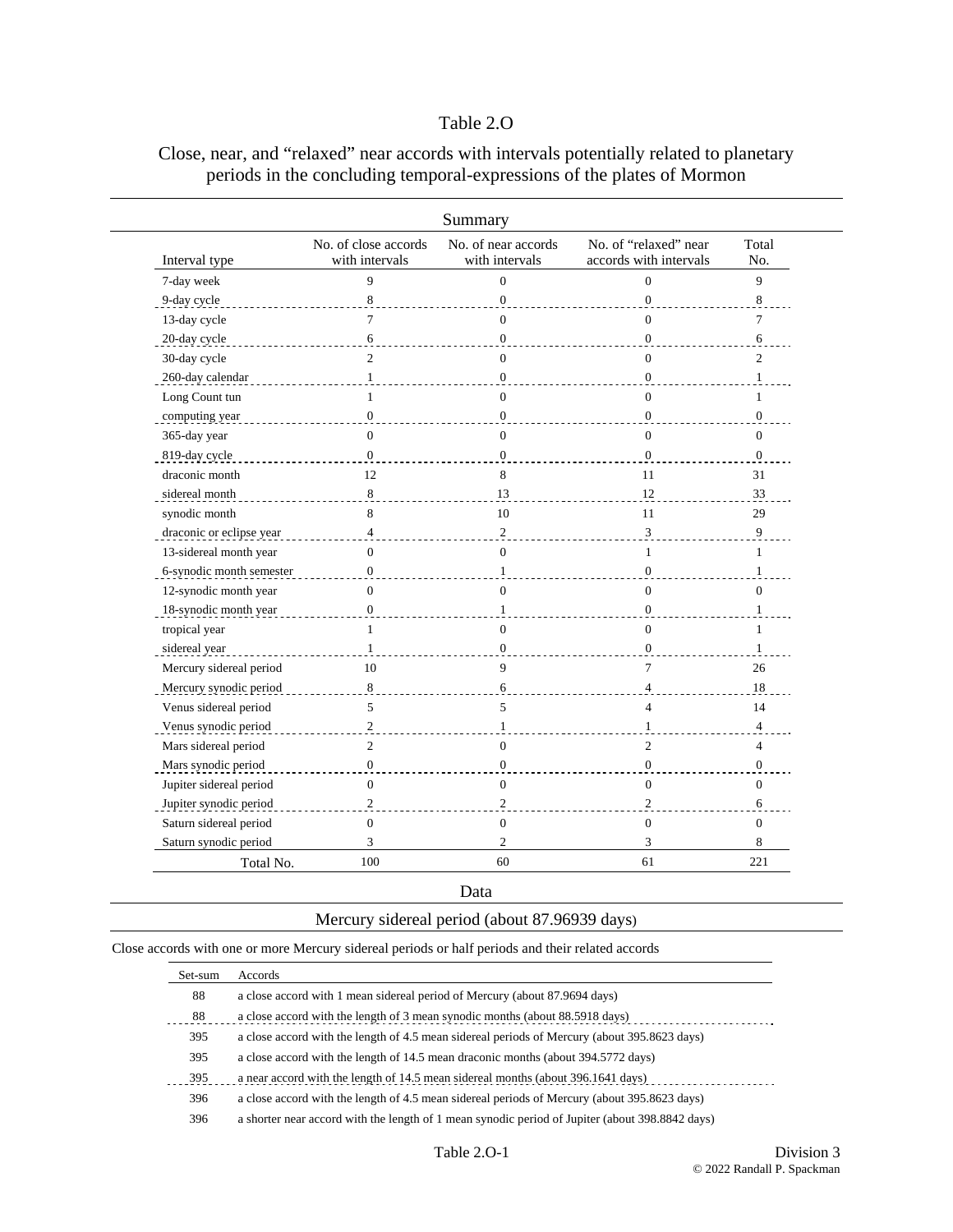# Table 2.O

## Close, near, and "relaxed" near accords with intervals potentially related to planetary periods in the concluding temporal-expressions of the plates of Mormon

### Summary

| Interval type | No. of close accords with intervals | No. of near accords with intervals | No. of "relaxed" near accords with intervals | Total No. |
|---|---|---|---|---|
| 7-day week | 9 | 0 | 0 | 9 |
| 9-day cycle | 8 | 0 | 0 | 8 |
| 13-day cycle | 7 | 0 | 0 | 7 |
| 20-day cycle | 6 | 0 | 0 | 6 |
| 30-day cycle | 2 | 0 | 0 | 2 |
| 260-day calendar | 1 | 0 | 0 | 1 |
| Long Count tun | 1 | 0 | 0 | 1 |
| computing year | 0 | 0 | 0 | 0 |
| 365-day year | 0 | 0 | 0 | 0 |
| 819-day cycle | 0 | 0 | 0 | 0 |
| draconic month | 12 | 8 | 11 | 31 |
| sidereal month | 8 | 13 | 12 | 33 |
| synodic month | 8 | 10 | 11 | 29 |
| draconic or eclipse year | 4 | 2 | 3 | 9 |
| 13-sidereal month year | 0 | 0 | 1 | 1 |
| 6-synodic month semester | 0 | 1 | 0 | 1 |
| 12-synodic month year | 0 | 0 | 0 | 0 |
| 18-synodic month year | 0 | 1 | 0 | 1 |
| tropical year | 1 | 0 | 0 | 1 |
| sidereal year | 1 | 0 | 0 | 1 |
| Mercury sidereal period | 10 | 9 | 7 | 26 |
| Mercury synodic period | 8 | 6 | 4 | 18 |
| Venus sidereal period | 5 | 5 | 4 | 14 |
| Venus synodic period | 2 | 1 | 1 | 4 |
| Mars sidereal period | 2 | 0 | 2 | 4 |
| Mars synodic period | 0 | 0 | 0 | 0 |
| Jupiter sidereal period | 0 | 0 | 0 | 0 |
| Jupiter synodic period | 2 | 2 | 2 | 6 |
| Saturn sidereal period | 0 | 0 | 0 | 0 |
| Saturn synodic period | 3 | 2 | 3 | 8 |
| Total No. | 100 | 60 | 61 | 221 |

### Data

### Mercury sidereal period (about 87.96939 days)

Close accords with one or more Mercury sidereal periods or half periods and their related accords

| Set-sum | Accords |
|---|---|
| 88 | a close accord with 1 mean sidereal period of Mercury (about 87.9694 days) |
| 88 | a close accord with the length of 3 mean synodic months (about 88.5918 days) |
| 395 | a close accord with the length of 4.5 mean sidereal periods of Mercury (about 395.8623 days) |
| 395 | a close accord with the length of 14.5 mean draconic months (about 394.5772 days) |
| 395 | a near accord with the length of 14.5 mean sidereal months (about 396.1641 days) |
| 396 | a close accord with the length of 4.5 mean sidereal periods of Mercury (about 395.8623 days) |
| 396 | a shorter near accord with the length of 1 mean synodic period of Jupiter (about 398.8842 days) |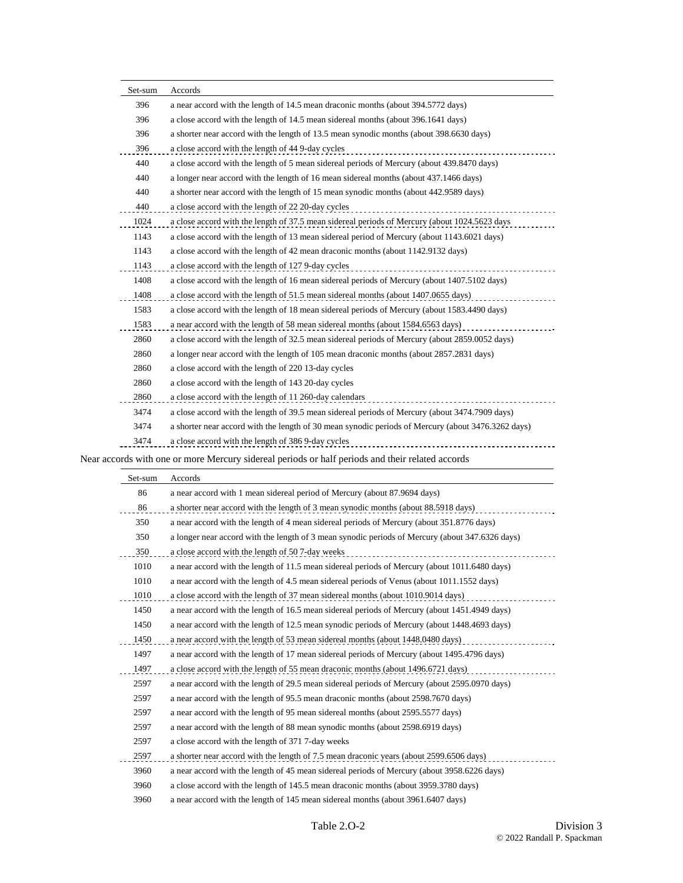| Set-sum | Accords |
|---|---|
| 396 | a near accord with the length of 14.5 mean draconic months (about 394.5772 days) |
| 396 | a close accord with the length of 14.5 mean sidereal months (about 396.1641 days) |
| 396 | a shorter near accord with the length of 13.5 mean synodic months (about 398.6630 days) |
| 396 | a close accord with the length of 44 9-day cycles |
| 440 | a close accord with the length of 5 mean sidereal periods of Mercury (about 439.8470 days) |
| 440 | a longer near accord with the length of 16 mean sidereal months (about 437.1466 days) |
| 440 | a shorter near accord with the length of 15 mean synodic months (about 442.9589 days) |
| 440 | a close accord with the length of 22 20-day cycles |
| 1024 | a close accord with the length of 37.5 mean sidereal periods of Mercury (about 1024.5623 days |
| 1143 | a close accord with the length of 13 mean sidereal period of Mercury (about 1143.6021 days) |
| 1143 | a close accord with the length of 42 mean draconic months (about 1142.9132 days) |
| 1143 | a close accord with the length of 127 9-day cycles |
| 1408 | a close accord with the length of 16 mean sidereal periods of Mercury (about 1407.5102 days) |
| 1408 | a close accord with the length of 51.5 mean sidereal months (about 1407.0655 days) |
| 1583 | a close accord with the length of 18 mean sidereal periods of Mercury (about 1583.4490 days) |
| 1583 | a near accord with the length of 58 mean sidereal months (about 1584.6563 days) |
| 2860 | a close accord with the length of 32.5 mean sidereal periods of Mercury (about 2859.0052 days) |
| 2860 | a longer near accord with the length of 105 mean draconic months (about 2857.2831 days) |
| 2860 | a close accord with the length of 220 13-day cycles |
| 2860 | a close accord with the length of 143 20-day cycles |
| 2860 | a close accord with the length of 11 260-day calendars |
| 3474 | a close accord with the length of 39.5 mean sidereal periods of Mercury (about 3474.7909 days) |
| 3474 | a shorter near accord with the length of 30 mean synodic periods of Mercury (about 3476.3262 days) |
| 3474 | a close accord with the length of 386 9-day cycles |

Near accords with one or more Mercury sidereal periods or half periods and their related accords

| Set-sum | Accords |
|---|---|
| 86 | a near accord with 1 mean sidereal period of Mercury (about 87.9694 days) |
| 86 | a shorter near accord with the length of 3 mean synodic months (about 88.5918 days) |
| 350 | a near accord with the length of 4 mean sidereal periods of Mercury (about 351.8776 days) |
| 350 | a longer near accord with the length of 3 mean synodic periods of Mercury (about 347.6326 days) |
| 350 | a close accord with the length of 50 7-day weeks |
| 1010 | a near accord with the length of 11.5 mean sidereal periods of Mercury (about 1011.6480 days) |
| 1010 | a near accord with the length of 4.5 mean sidereal periods of Venus (about 1011.1552 days) |
| 1010 | a close accord with the length of 37 mean sidereal months (about 1010.9014 days) |
| 1450 | a near accord with the length of 16.5 mean sidereal periods of Mercury (about 1451.4949 days) |
| 1450 | a near accord with the length of 12.5 mean synodic periods of Mercury (about 1448.4693 days) |
| 1450 | a near accord with the length of 53 mean sidereal months (about 1448.0480 days) |
| 1497 | a near accord with the length of 17 mean sidereal periods of Mercury (about 1495.4796 days) |
| 1497 | a close accord with the length of 55 mean draconic months (about 1496.6721 days) |
| 2597 | a near accord with the length of 29.5 mean sidereal periods of Mercury (about 2595.0970 days) |
| 2597 | a near accord with the length of 95.5 mean draconic months (about 2598.7670 days) |
| 2597 | a near accord with the length of 95 mean sidereal months (about 2595.5577 days) |
| 2597 | a near accord with the length of 88 mean synodic months (about 2598.6919 days) |
| 2597 | a close accord with the length of 371 7-day weeks |
| 2597 | a shorter near accord with the length of 7.5 mean draconic years (about 2599.6506 days) |
| 3960 | a near accord with the length of 45 mean sidereal periods of Mercury (about 3958.6226 days) |
| 3960 | a close accord with the length of 145.5 mean draconic months (about 3959.3780 days) |
| 3960 | a near accord with the length of 145 mean sidereal months (about 3961.6407 days) |

Table 2.O-2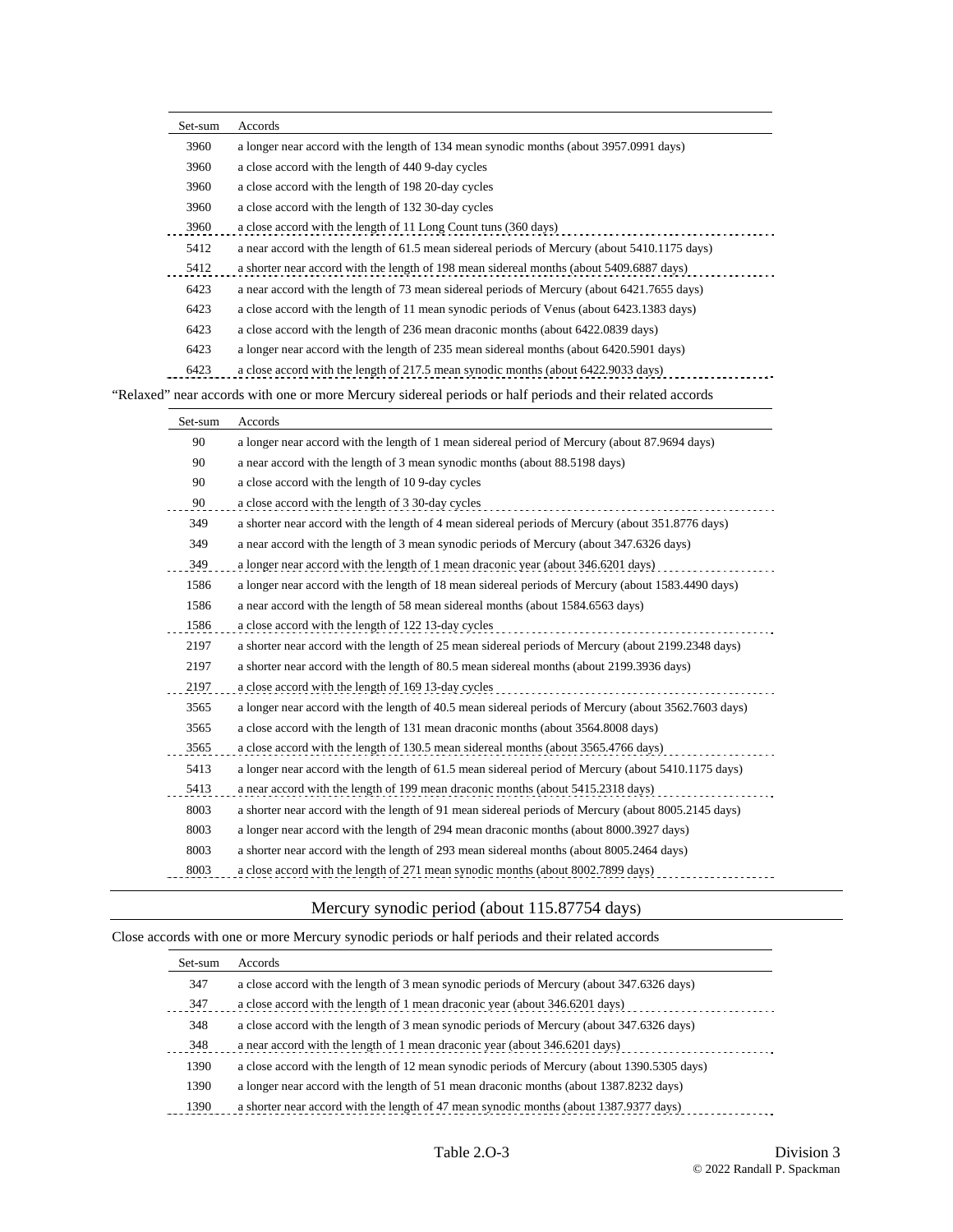| Set-sum | Accords |
|---|---|
| 3960 | a longer near accord with the length of 134 mean synodic months (about 3957.0991 days) |
| 3960 | a close accord with the length of 440 9-day cycles |
| 3960 | a close accord with the length of 198 20-day cycles |
| 3960 | a close accord with the length of 132 30-day cycles |
| 3960 | a close accord with the length of 11 Long Count tuns (360 days) |
| 5412 | a near accord with the length of 61.5 mean sidereal periods of Mercury (about 5410.1175 days) |
| 5412 | a shorter near accord with the length of 198 mean sidereal months (about 5409.6887 days) |
| 6423 | a near accord with the length of 73 mean sidereal periods of Mercury (about 6421.7655 days) |
| 6423 | a close accord with the length of 11 mean synodic periods of Venus (about 6423.1383 days) |
| 6423 | a close accord with the length of 236 mean draconic months (about 6422.0839 days) |
| 6423 | a longer near accord with the length of 235 mean sidereal months (about 6420.5901 days) |
| 6423 | a close accord with the length of 217.5 mean synodic months (about 6422.9033 days) |

“Relaxed” near accords with one or more Mercury sidereal periods or half periods and their related accords

| Set-sum | Accords |
|---|---|
| 90 | a longer near accord with the length of 1 mean sidereal period of Mercury (about 87.9694 days) |
| 90 | a near accord with the length of 3 mean synodic months (about 88.5198 days) |
| 90 | a close accord with the length of 10 9-day cycles |
| 90 | a close accord with the length of 3 30-day cycles |
| 349 | a shorter near accord with the length of 4 mean sidereal periods of Mercury (about 351.8776 days) |
| 349 | a near accord with the length of 3 mean synodic periods of Mercury (about 347.6326 days) |
| 349 | a longer near accord with the length of 1 mean draconic year (about 346.6201 days) |
| 1586 | a longer near accord with the length of 18 mean sidereal periods of Mercury (about 1583.4490 days) |
| 1586 | a near accord with the length of 58 mean sidereal months (about 1584.6563 days) |
| 1586 | a close accord with the length of 122 13-day cycles |
| 2197 | a shorter near accord with the length of 25 mean sidereal periods of Mercury (about 2199.2348 days) |
| 2197 | a shorter near accord with the length of 80.5 mean sidereal months (about 2199.3936 days) |
| 2197 | a close accord with the length of 169 13-day cycles |
| 3565 | a longer near accord with the length of 40.5 mean sidereal periods of Mercury (about 3562.7603 days) |
| 3565 | a close accord with the length of 131 mean draconic months (about 3564.8008 days) |
| 3565 | a close accord with the length of 130.5 mean sidereal months (about 3565.4766 days) |
| 5413 | a longer near accord with the length of 61.5 mean sidereal period of Mercury (about 5410.1175 days) |
| 5413 | a near accord with the length of 199 mean draconic months (about 5415.2318 days) |
| 8003 | a shorter near accord with the length of 91 mean sidereal periods of Mercury (about 8005.2145 days) |
| 8003 | a longer near accord with the length of 294 mean draconic months (about 8000.3927 days) |
| 8003 | a shorter near accord with the length of 293 mean sidereal months (about 8005.2464 days) |
| 8003 | a close accord with the length of 271 mean synodic months (about 8002.7899 days) |

## Mercury synodic period (about 115.87754 days)

Close accords with one or more Mercury synodic periods or half periods and their related accords

| Set-sum | Accords |
|---|---|
| 347 | a close accord with the length of 3 mean synodic periods of Mercury (about 347.6326 days) |
| 347 | a close accord with the length of 1 mean draconic year (about 346.6201 days) |
| 348 | a close accord with the length of 3 mean synodic periods of Mercury (about 347.6326 days) |
| 348 | a near accord with the length of 1 mean draconic year (about 346.6201 days) |
| 1390 | a close accord with the length of 12 mean synodic periods of Mercury (about 1390.5305 days) |
| 1390 | a longer near accord with the length of 51 mean draconic months (about 1387.8232 days) |
| 1390 | a shorter near accord with the length of 47 mean synodic months (about 1387.9377 days) |

Table 2.O-3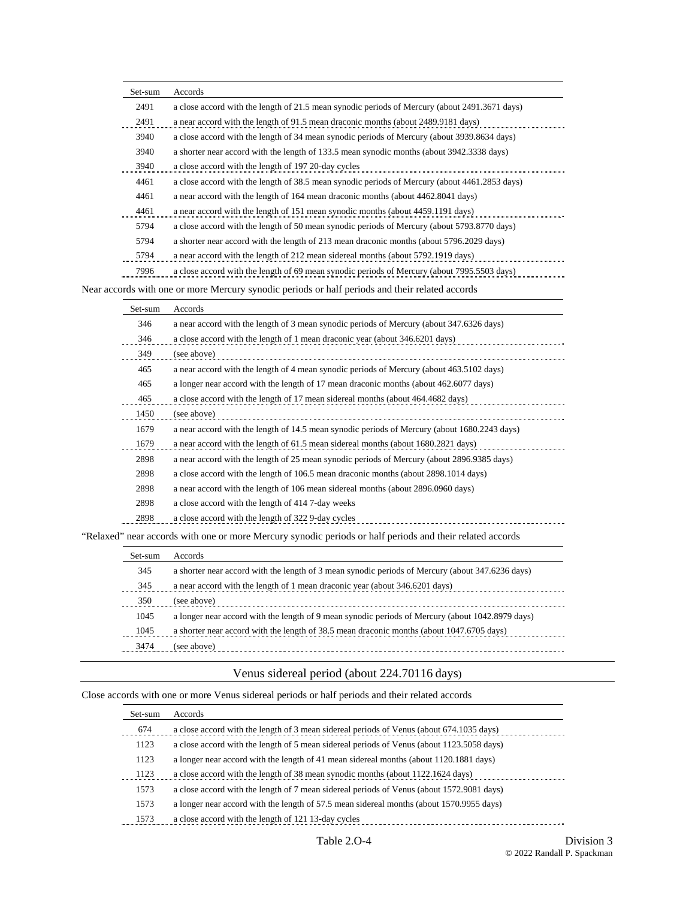| Set-sum | Accords |
|---|---|
| 2491 | a close accord with the length of 21.5 mean synodic periods of Mercury (about 2491.3671 days) |
| 2491 | a near accord with the length of 91.5 mean draconic months (about 2489.9181 days) |
| 3940 | a close accord with the length of 34 mean synodic periods of Mercury (about 3939.8634 days) |
| 3940 | a shorter near accord with the length of 133.5 mean synodic months (about 3942.3338 days) |
| 3940 | a close accord with the length of 197 20-day cycles |
| 4461 | a close accord with the length of 38.5 mean synodic periods of Mercury (about 4461.2853 days) |
| 4461 | a near accord with the length of 164 mean draconic months (about 4462.8041 days) |
| 4461 | a near accord with the length of 151 mean synodic months (about 4459.1191 days) |
| 5794 | a close accord with the length of 50 mean synodic periods of Mercury (about 5793.8770 days) |
| 5794 | a shorter near accord with the length of 213 mean draconic months (about 5796.2029 days) |
| 5794 | a near accord with the length of 212 mean sidereal months (about 5792.1919 days) |
| 7996 | a close accord with the length of 69 mean synodic periods of Mercury (about 7995.5503 days) |

Near accords with one or more Mercury synodic periods or half periods and their related accords

| Set-sum | Accords |
|---|---|
| 346 | a near accord with the length of 3 mean synodic periods of Mercury (about 347.6326 days) |
| 346 | a close accord with the length of 1 mean draconic year (about 346.6201 days) |
| 349 | (see above) |
| 465 | a near accord with the length of 4 mean synodic periods of Mercury (about 463.5102 days) |
| 465 | a longer near accord with the length of 17 mean draconic months (about 462.6077 days) |
| 465 | a close accord with the length of 17 mean sidereal months (about 464.4682 days) |
| 1450 | (see above) |
| 1679 | a near accord with the length of 14.5 mean synodic periods of Mercury (about 1680.2243 days) |
| 1679 | a near accord with the length of 61.5 mean sidereal months (about 1680.2821 days) |
| 2898 | a near accord with the length of 25 mean synodic periods of Mercury (about 2896.9385 days) |
| 2898 | a close accord with the length of 106.5 mean draconic months (about 2898.1014 days) |
| 2898 | a near accord with the length of 106 mean sidereal months (about 2896.0960 days) |
| 2898 | a close accord with the length of 414 7-day weeks |
| 2898 | a close accord with the length of 322 9-day cycles |

“Relaxed” near accords with one or more Mercury synodic periods or half periods and their related accords

| Set-sum | Accords |
|---|---|
| 345 | a shorter near accord with the length of 3 mean synodic periods of Mercury (about 347.6236 days) |
| 345 | a near accord with the length of 1 mean draconic year (about 346.6201 days) |
| 350 | (see above) |
| 1045 | a longer near accord with the length of 9 mean synodic periods of Mercury (about 1042.8979 days) |
| 1045 | a shorter near accord with the length of 38.5 mean draconic months (about 1047.6705 days) |
| 3474 | (see above) |

## Venus sidereal period (about 224.70116 days)

Close accords with one or more Venus sidereal periods or half periods and their related accords

| Set-sum | Accords |
|---|---|
| 674 | a close accord with the length of 3 mean sidereal periods of Venus (about 674.1035 days) |
| 1123 | a close accord with the length of 5 mean sidereal periods of Venus (about 1123.5058 days) |
| 1123 | a longer near accord with the length of 41 mean sidereal months (about 1120.1881 days) |
| 1123 | a close accord with the length of 38 mean synodic months (about 1122.1624 days) |
| 1573 | a close accord with the length of 7 mean sidereal periods of Venus (about 1572.9081 days) |
| 1573 | a longer near accord with the length of 57.5 mean sidereal months (about 1570.9955 days) |
| 1573 | a close accord with the length of 121 13-day cycles |

Table 2.O-4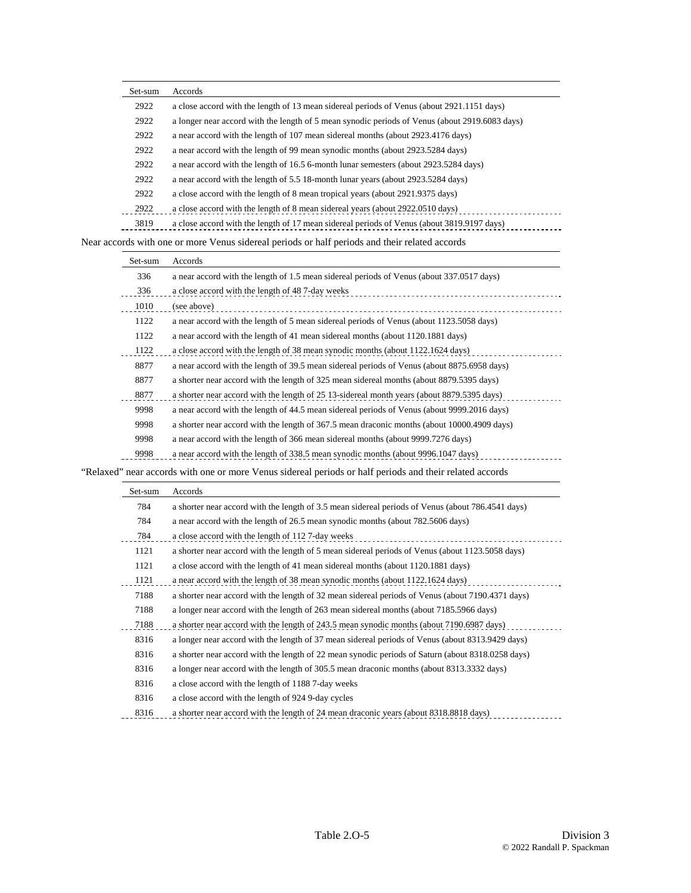| Set-sum | Accords |
|---|---|
| 2922 | a close accord with the length of 13 mean sidereal periods of Venus (about 2921.1151 days) |
| 2922 | a longer near accord with the length of 5 mean synodic periods of Venus (about 2919.6083 days) |
| 2922 | a near accord with the length of 107 mean sidereal months (about 2923.4176 days) |
| 2922 | a near accord with the length of 99 mean synodic months (about 2923.5284 days) |
| 2922 | a near accord with the length of 16.5 6-month lunar semesters (about 2923.5284 days) |
| 2922 | a near accord with the length of 5.5 18-month lunar years (about 2923.5284 days) |
| 2922 | a close accord with the length of 8 mean tropical years (about 2921.9375 days) |
| 2922 | a close accord with the length of 8 mean sidereal years (about 2922.0510 days) |
| 3819 | a close accord with the length of 17 mean sidereal periods of Venus (about 3819.9197 days) |

Near accords with one or more Venus sidereal periods or half periods and their related accords

| Set-sum | Accords |
|---|---|
| 336 | a near accord with the length of 1.5 mean sidereal periods of Venus (about 337.0517 days) |
| 336 | a close accord with the length of 48 7-day weeks |
| 1010 | (see above) |
| 1122 | a near accord with the length of 5 mean sidereal periods of Venus (about 1123.5058 days) |
| 1122 | a near accord with the length of 41 mean sidereal months (about 1120.1881 days) |
| 1122 | a close accord with the length of 38 mean synodic months (about 1122.1624 days) |
| 8877 | a near accord with the length of 39.5 mean sidereal periods of Venus (about 8875.6958 days) |
| 8877 | a shorter near accord with the length of 325 mean sidereal months (about 8879.5395 days) |
| 8877 | a shorter near accord with the length of 25 13-sidereal month years (about 8879.5395 days) |
| 9998 | a near accord with the length of 44.5 mean sidereal periods of Venus (about 9999.2016 days) |
| 9998 | a shorter near accord with the length of 367.5 mean draconic months (about 10000.4909 days) |
| 9998 | a near accord with the length of 366 mean sidereal months (about 9999.7276 days) |
| 9998 | a near accord with the length of 338.5 mean synodic months (about 9996.1047 days) |

"Relaxed" near accords with one or more Venus sidereal periods or half periods and their related accords

| Set-sum | Accords |
|---|---|
| 784 | a shorter near accord with the length of 3.5 mean sidereal periods of Venus (about 786.4541 days) |
| 784 | a near accord with the length of 26.5 mean synodic months (about 782.5606 days) |
| 784 | a close accord with the length of 112 7-day weeks |
| 1121 | a shorter near accord with the length of 5 mean sidereal periods of Venus (about 1123.5058 days) |
| 1121 | a close accord with the length of 41 mean sidereal months (about 1120.1881 days) |
| 1121 | a near accord with the length of 38 mean synodic months (about 1122.1624 days) |
| 7188 | a shorter near accord with the length of 32 mean sidereal periods of Venus (about 7190.4371 days) |
| 7188 | a longer near accord with the length of 263 mean sidereal months (about 7185.5966 days) |
| 7188 | a shorter near accord with the length of 243.5 mean synodic months (about 7190.6987 days) |
| 8316 | a longer near accord with the length of 37 mean sidereal periods of Venus (about 8313.9429 days) |
| 8316 | a shorter near accord with the length of 22 mean synodic periods of Saturn (about 8318.0258 days) |
| 8316 | a longer near accord with the length of 305.5 mean draconic months (about 8313.3332 days) |
| 8316 | a close accord with the length of 1188 7-day weeks |
| 8316 | a close accord with the length of 924 9-day cycles |
| 8316 | a shorter near accord with the length of 24 mean draconic years (about 8318.8818 days) |

Table 2.O-5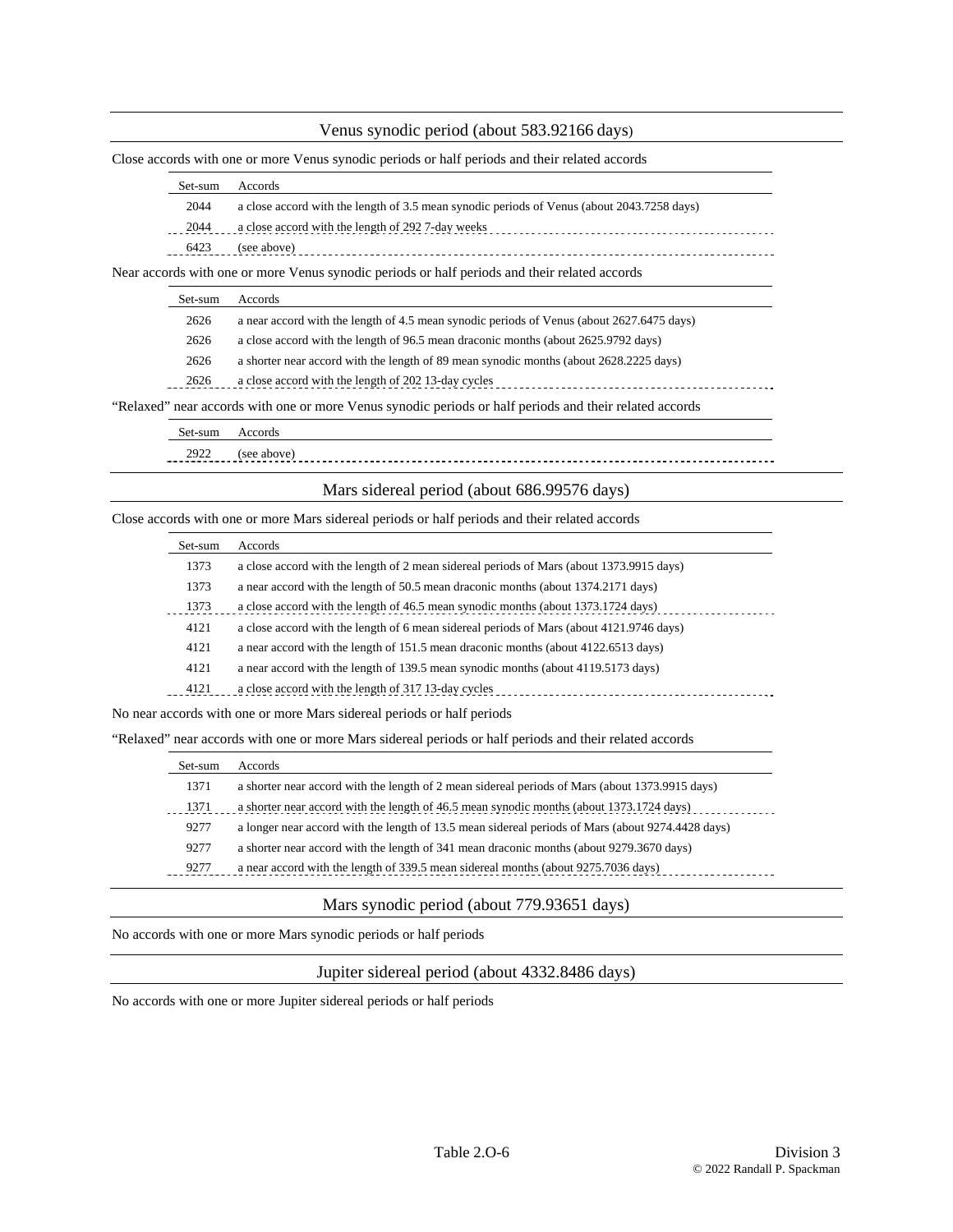## Venus synodic period (about 583.92166 days)

Close accords with one or more Venus synodic periods or half periods and their related accords

| Set-sum | Accords |
|---|---|
| 2044 | a close accord with the length of 3.5 mean synodic periods of Venus (about 2043.7258 days) |
| 2044 | a close accord with the length of 292 7-day weeks |
| 6423 | (see above) |

Near accords with one or more Venus synodic periods or half periods and their related accords

| Set-sum | Accords |
|---|---|
| 2626 | a near accord with the length of 4.5 mean synodic periods of Venus (about 2627.6475 days) |
| 2626 | a close accord with the length of 96.5 mean draconic months (about 2625.9792 days) |
| 2626 | a shorter near accord with the length of 89 mean synodic months (about 2628.2225 days) |
| 2626 | a close accord with the length of 202 13-day cycles |

“Relaxed” near accords with one or more Venus synodic periods or half periods and their related accords

| Set-sum | Accords |
|---|---|
| 2922 | (see above) |

## Mars sidereal period (about 686.99576 days)

Close accords with one or more Mars sidereal periods or half periods and their related accords

| Set-sum | Accords |
|---|---|
| 1373 | a close accord with the length of 2 mean sidereal periods of Mars (about 1373.9915 days) |
| 1373 | a near accord with the length of 50.5 mean draconic months (about 1374.2171 days) |
| 1373 | a close accord with the length of 46.5 mean synodic months (about 1373.1724 days) |
| 4121 | a close accord with the length of 6 mean sidereal periods of Mars (about 4121.9746 days) |
| 4121 | a near accord with the length of 151.5 mean draconic months (about 4122.6513 days) |
| 4121 | a near accord with the length of 139.5 mean synodic months (about 4119.5173 days) |
| 4121 | a close accord with the length of 317 13-day cycles |

No near accords with one or more Mars sidereal periods or half periods

“Relaxed” near accords with one or more Mars sidereal periods or half periods and their related accords

| Set-sum | Accords |
|---|---|
| 1371 | a shorter near accord with the length of 2 mean sidereal periods of Mars (about 1373.9915 days) |
| 1371 | a shorter near accord with the length of 46.5 mean synodic months (about 1373.1724 days) |
| 9277 | a longer near accord with the length of 13.5 mean sidereal periods of Mars (about 9274.4428 days) |
| 9277 | a shorter near accord with the length of 341 mean draconic months (about 9279.3670 days) |
| 9277 | a near accord with the length of 339.5 mean sidereal months (about 9275.7036 days) |

## Mars synodic period (about 779.93651 days)

No accords with one or more Mars synodic periods or half periods

## Jupiter sidereal period (about 4332.8486 days)

No accords with one or more Jupiter sidereal periods or half periods

Table 2.O-6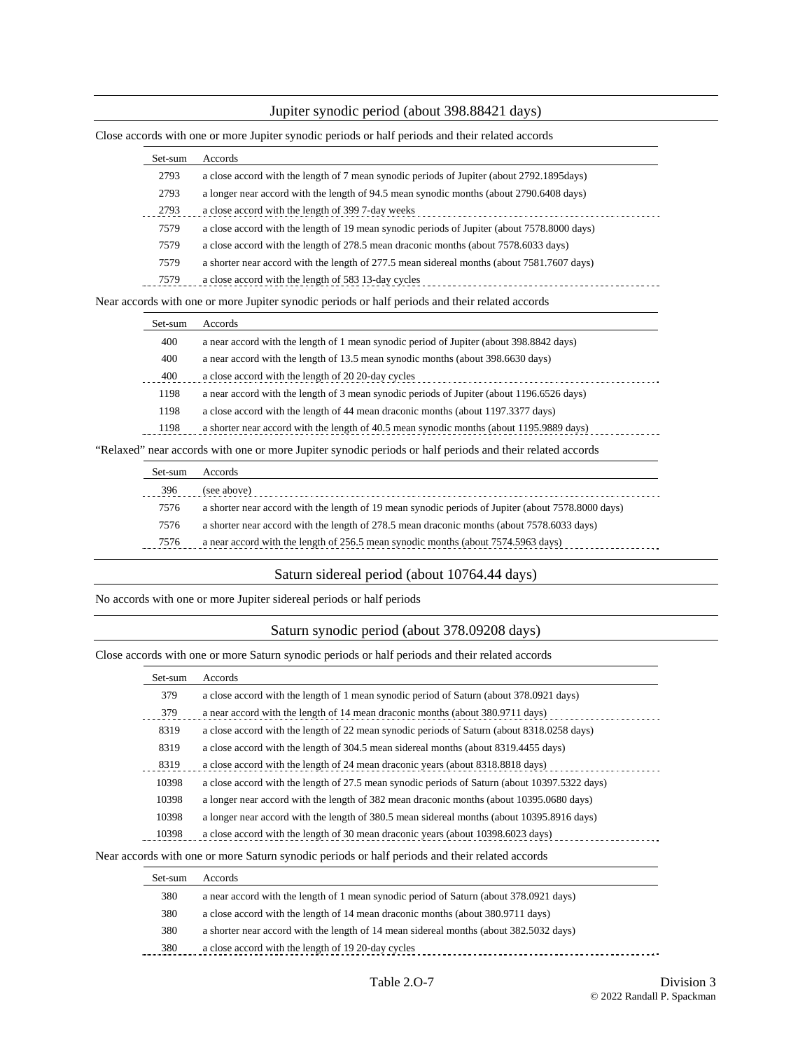## Jupiter synodic period (about 398.88421 days)

Close accords with one or more Jupiter synodic periods or half periods and their related accords

| Set-sum | Accords |
|---|---|
| 2793 | a close accord with the length of 7 mean synodic periods of Jupiter (about 2792.1895days) |
| 2793 | a longer near accord with the length of 94.5 mean synodic months (about 2790.6408 days) |
| 2793 | a close accord with the length of 399 7-day weeks |
| 7579 | a close accord with the length of 19 mean synodic periods of Jupiter (about 7578.8000 days) |
| 7579 | a close accord with the length of 278.5 mean draconic months (about 7578.6033 days) |
| 7579 | a shorter near accord with the length of 277.5 mean sidereal months (about 7581.7607 days) |
| 7579 | a close accord with the length of 583 13-day cycles |

Near accords with one or more Jupiter synodic periods or half periods and their related accords

| Set-sum | Accords |
|---|---|
| 400 | a near accord with the length of 1 mean synodic period of Jupiter (about 398.8842 days) |
| 400 | a near accord with the length of 13.5 mean synodic months (about 398.6630 days) |
| 400 | a close accord with the length of 20 20-day cycles |
| 1198 | a near accord with the length of 3 mean synodic periods of Jupiter (about 1196.6526 days) |
| 1198 | a close accord with the length of 44 mean draconic months (about 1197.3377 days) |
| 1198 | a shorter near accord with the length of 40.5 mean synodic months (about 1195.9889 days) |

“Relaxed” near accords with one or more Jupiter synodic periods or half periods and their related accords

| Set-sum | Accords |
|---|---|
| 396 | (see above) |
| 7576 | a shorter near accord with the length of 19 mean synodic periods of Jupiter (about 7578.8000 days) |
| 7576 | a shorter near accord with the length of 278.5 mean draconic months (about 7578.6033 days) |
| 7576 | a near accord with the length of 256.5 mean synodic months (about 7574.5963 days) |

## Saturn sidereal period (about 10764.44 days)

No accords with one or more Jupiter sidereal periods or half periods

## Saturn synodic period (about 378.09208 days)

Close accords with one or more Saturn synodic periods or half periods and their related accords

| Set-sum | Accords |
|---|---|
| 379 | a close accord with the length of 1 mean synodic period of Saturn (about 378.0921 days) |
| 379 | a near accord with the length of 14 mean draconic months (about 380.9711 days) |
| 8319 | a close accord with the length of 22 mean synodic periods of Saturn (about 8318.0258 days) |
| 8319 | a close accord with the length of 304.5 mean sidereal months (about 8319.4455 days) |
| 8319 | a close accord with the length of 24 mean draconic years (about 8318.8818 days) |
| 10398 | a close accord with the length of 27.5 mean synodic periods of Saturn (about 10397.5322 days) |
| 10398 | a longer near accord with the length of 382 mean draconic months (about 10395.0680 days) |
| 10398 | a longer near accord with the length of 380.5 mean sidereal months (about 10395.8916 days) |
| 10398 | a close accord with the length of 30 mean draconic years (about 10398.6023 days) |

Near accords with one or more Saturn synodic periods or half periods and their related accords

| Set-sum | Accords |
|---|---|
| 380 | a near accord with the length of 1 mean synodic period of Saturn (about 378.0921 days) |
| 380 | a close accord with the length of 14 mean draconic months (about 380.9711 days) |
| 380 | a shorter near accord with the length of 14 mean sidereal months (about 382.5032 days) |
| 380 | a close accord with the length of 19 20-day cycles |

Table 2.O-7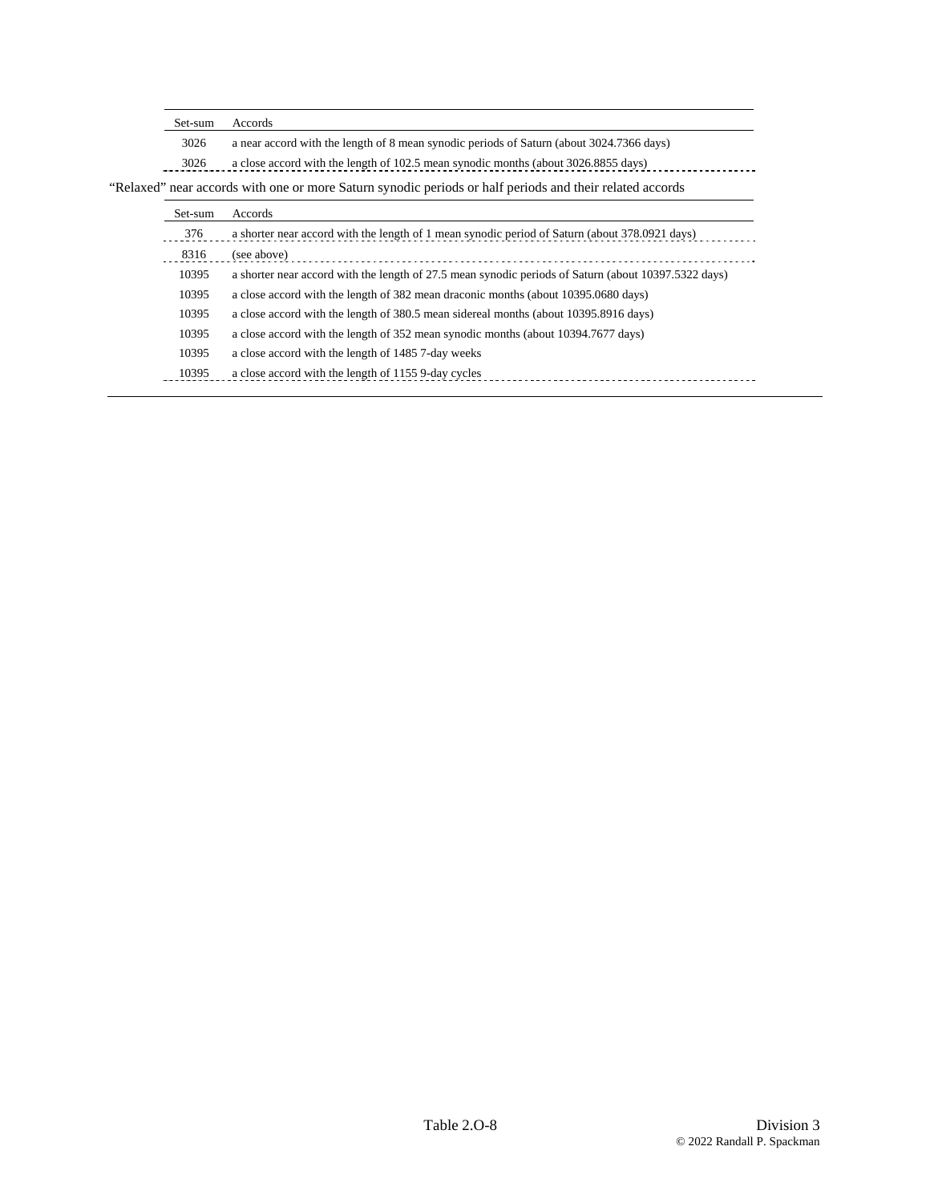| Set-sum | Accords |
|---|---|
| 3026 | a near accord with the length of 8 mean synodic periods of Saturn (about 3024.7366 days) |
| 3026 | a close accord with the length of 102.5 mean synodic months (about 3026.8855 days) |

"Relaxed" near accords with one or more Saturn synodic periods or half periods and their related accords

| Set-sum | Accords |
|---|---|
| 376 | a shorter near accord with the length of 1 mean synodic period of Saturn (about 378.0921 days) |
| 8316 | (see above) |
| 10395 | a shorter near accord with the length of 27.5 mean synodic periods of Saturn (about 10397.5322 days) |
| 10395 | a close accord with the length of 382 mean draconic months (about 10395.0680 days) |
| 10395 | a close accord with the length of 380.5 mean sidereal months (about 10395.8916 days) |
| 10395 | a close accord with the length of 352 mean synodic months (about 10394.7677 days) |
| 10395 | a close accord with the length of 1485 7-day weeks |
| 10395 | a close accord with the length of 1155 9-day cycles |

Table 2.O-8

Division 3

© 2022 Randall P. Spackman